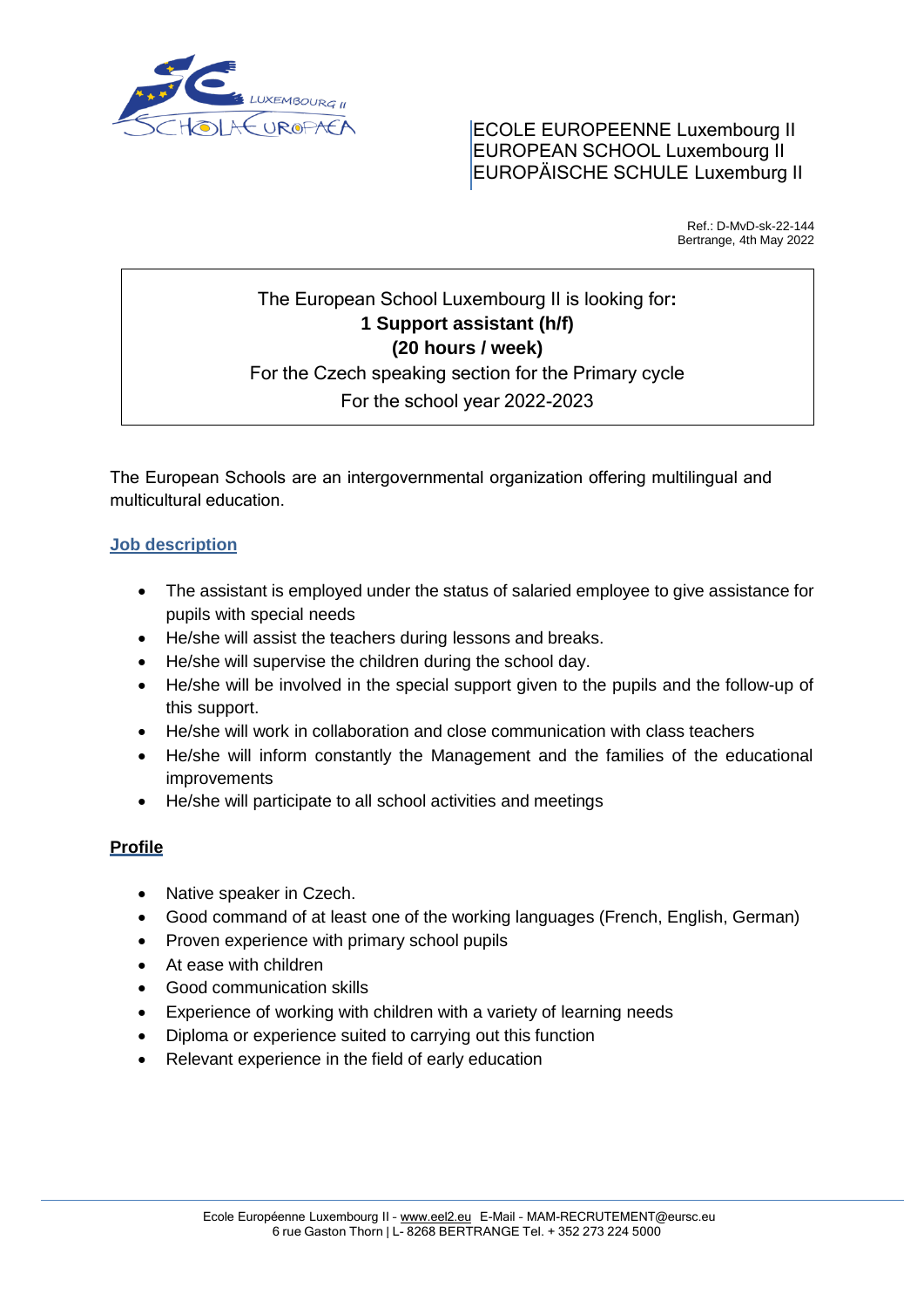ECOLE EUROPEENNE Luxembourg II
EUROPEAN SCHOOL Luxembourg II
EUROPÄISCHE SCHULE Luxemburg II

Ref.: D-MvD-sk-22-144
Bertrange, 4th May 2022

The European School Luxembourg II is looking for:
**1 Support assistant (h/f)**
**(20 hours / week)**
For the Czech speaking section for the Primary cycle
For the school year 2022-2023

The European Schools are an intergovernmental organization offering multilingual and multicultural education.

## Job description

- The assistant is employed under the status of salaried employee to give assistance for pupils with special needs
- He/she will assist the teachers during lessons and breaks.
- He/she will supervise the children during the school day.
- He/she will be involved in the special support given to the pupils and the follow-up of this support.
- He/she will work in collaboration and close communication with class teachers
- He/she will inform constantly the Management and the families of the educational improvements
- He/she will participate to all school activities and meetings

## Profile

- Native speaker in Czech.
- Good command of at least one of the working languages (French, English, German)
- Proven experience with primary school pupils
- At ease with children
- Good communication skills
- Experience of working with children with a variety of learning needs
- Diploma or experience suited to carrying out this function
- Relevant experience in the field of early education

Ecole Européenne Luxembourg II - www.eel2.eu E-Mail - MAM-RECRUTEMENT@eursc.eu
6 rue Gaston Thorn | L- 8268 BERTRANGE Tel. + 352 273 224 5000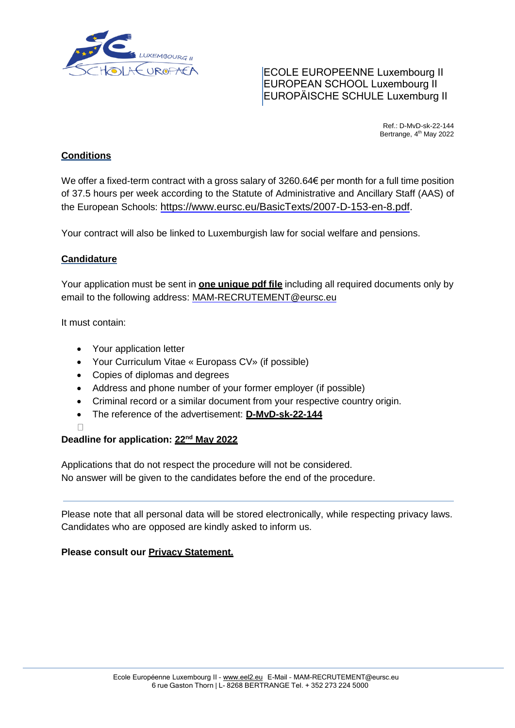ECOLE EUROPEENNE Luxembourg II
EUROPEAN SCHOOL Luxembourg II
EUROPÄISCHE SCHULE Luxemburg II

Ref.: D-MvD-sk-22-144
Bertrange, 4th May 2022

## Conditions

We offer a fixed-term contract with a gross salary of 3260.64€ per month for a full time position of 37.5 hours per week according to the Statute of Administrative and Ancillary Staff (AAS) of the European Schools: https://www.eursc.eu/BasicTexts/2007-D-153-en-8.pdf.

Your contract will also be linked to Luxemburgish law for social welfare and pensions.

## Candidature

Your application must be sent in **one unique pdf file** including all required documents only by email to the following address: MAM-RECRUTEMENT@eursc.eu

It must contain:

- Your application letter
- Your Curriculum Vitae « Europass CV» (if possible)
- Copies of diplomas and degrees
- Address and phone number of your former employer (if possible)
- Criminal record or a similar document from your respective country origin.
- The reference of the advertisement: **D-MvD-sk-22-144**

**Deadline for application: 22nd May 2022**

Applications that do not respect the procedure will not be considered.
No answer will be given to the candidates before the end of the procedure.

---

Please note that all personal data will be stored electronically, while respecting privacy laws. Candidates who are opposed are kindly asked to inform us.

**Please consult our Privacy Statement.**